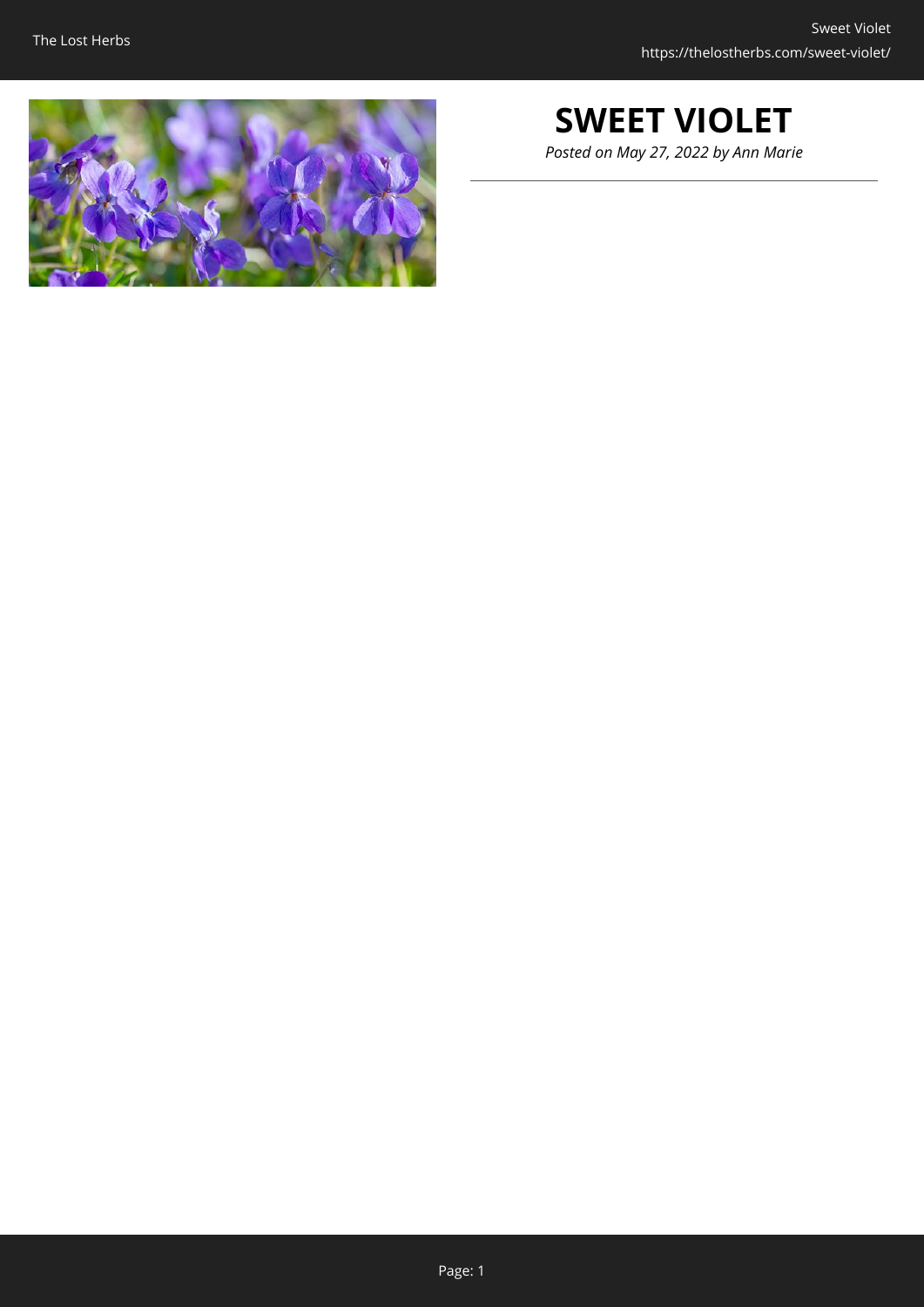# SWEET VIOLET

*Posted on May 27, 2022 by Ann Marie*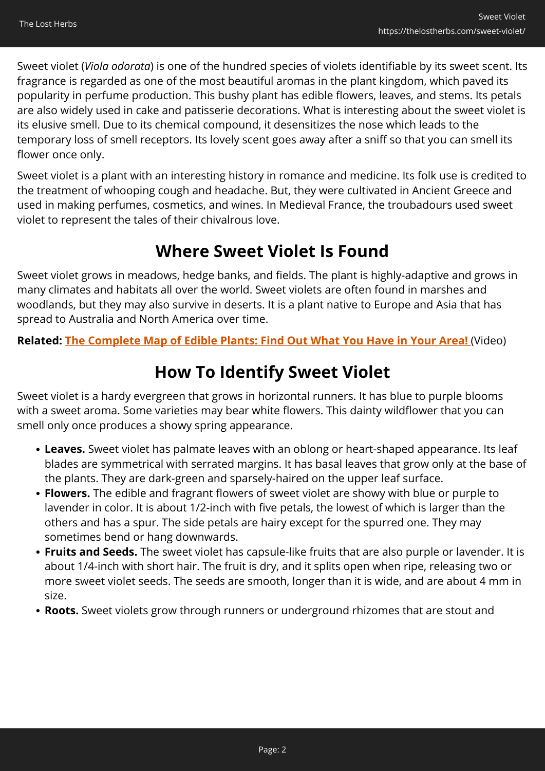Sweet violet (*Viola odorata*) is one of the hundred species of violets identifiable by its sweet scent. Its fragrance is regarded as one of the most beautiful aromas in the plant kingdom, which paved its popularity in perfume production. This bushy plant has edible flowers, leaves, and stems. Its petals are also widely used in cake and patisserie decorations. What is interesting about the sweet violet is its elusive smell. Due to its chemical compound, it desensitizes the nose which leads to the temporary loss of smell receptors. Its lovely scent goes away after a sniff so that you can smell its flower once only.

Sweet violet is a plant with an interesting history in romance and medicine. Its folk use is credited to the treatment of whooping cough and headache. But, they were cultivated in Ancient Greece and used in making perfumes, cosmetics, and wines. In Medieval France, the troubadours used sweet violet to represent the tales of their chivalrous love.

## Where Sweet Violet Is Found

Sweet violet grows in meadows, hedge banks, and fields. The plant is highly-adaptive and grows in many climates and habitats all over the world. Sweet violets are often found in marshes and woodlands, but they may also survive in deserts. It is a plant native to Europe and Asia that has spread to Australia and North America over time.

**Related:** **The Complete Map of Edible Plants: Find Out What You Have in Your Area!** (Video)

## How To Identify Sweet Violet

Sweet violet is a hardy evergreen that grows in horizontal runners. It has blue to purple blooms with a sweet aroma. Some varieties may bear white flowers. This dainty wildflower that you can smell only once produces a showy spring appearance.

- **Leaves.** Sweet violet has palmate leaves with an oblong or heart-shaped appearance. Its leaf blades are symmetrical with serrated margins. It has basal leaves that grow only at the base of the plants. They are dark-green and sparsely-haired on the upper leaf surface.
- **Flowers.** The edible and fragrant flowers of sweet violet are showy with blue or purple to lavender in color. It is about 1/2-inch with five petals, the lowest of which is larger than the others and has a spur. The side petals are hairy except for the spurred one. They may sometimes bend or hang downwards.
- **Fruits and Seeds.** The sweet violet has capsule-like fruits that are also purple or lavender. It is about 1/4-inch with short hair. The fruit is dry, and it splits open when ripe, releasing two or more sweet violet seeds. The seeds are smooth, longer than it is wide, and are about 4 mm in size.
- **Roots.** Sweet violets grow through runners or underground rhizomes that are stout and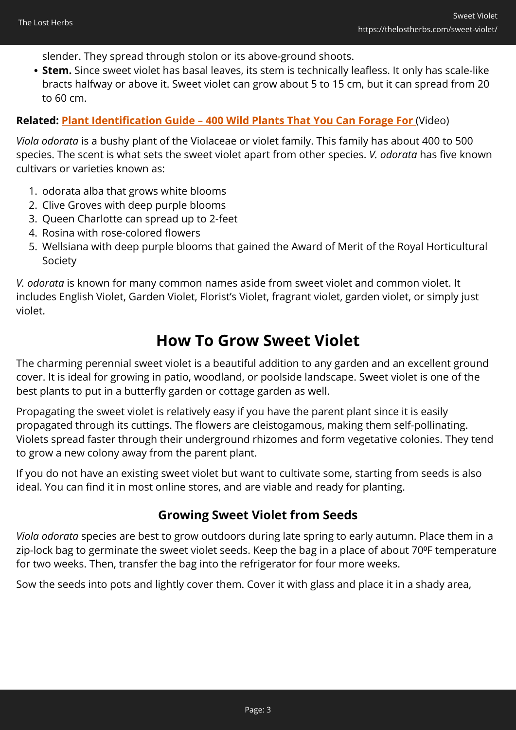slender. They spread through stolon or its above-ground shoots.

- **Stem.** Since sweet violet has basal leaves, its stem is technically leafless. It only has scale-like bracts halfway or above it. Sweet violet can grow about 5 to 15 cm, but it can spread from 20 to 60 cm.

**Related: Plant Identification Guide – 400 Wild Plants That You Can Forage For** (Video)

*Viola odorata* is a bushy plant of the Violaceae or violet family. This family has about 400 to 500 species. The scent is what sets the sweet violet apart from other species. *V. odorata* has five known cultivars or varieties known as:

1. odorata alba that grows white blooms
2. Clive Groves with deep purple blooms
3. Queen Charlotte can spread up to 2-feet
4. Rosina with rose-colored flowers
5. Wellsiana with deep purple blooms that gained the Award of Merit of the Royal Horticultural Society

*V. odorata* is known for many common names aside from sweet violet and common violet. It includes English Violet, Garden Violet, Florist's Violet, fragrant violet, garden violet, or simply just violet.

## How To Grow Sweet Violet

The charming perennial sweet violet is a beautiful addition to any garden and an excellent ground cover. It is ideal for growing in patio, woodland, or poolside landscape. Sweet violet is one of the best plants to put in a butterfly garden or cottage garden as well.

Propagating the sweet violet is relatively easy if you have the parent plant since it is easily propagated through its cuttings. The flowers are cleistogamous, making them self-pollinating. Violets spread faster through their underground rhizomes and form vegetative colonies. They tend to grow a new colony away from the parent plant.

If you do not have an existing sweet violet but want to cultivate some, starting from seeds is also ideal. You can find it in most online stores, and are viable and ready for planting.

### Growing Sweet Violet from Seeds

*Viola odorata* species are best to grow outdoors during late spring to early autumn. Place them in a zip-lock bag to germinate the sweet violet seeds. Keep the bag in a place of about 70ºF temperature for two weeks. Then, transfer the bag into the refrigerator for four more weeks.

Sow the seeds into pots and lightly cover them. Cover it with glass and place it in a shady area,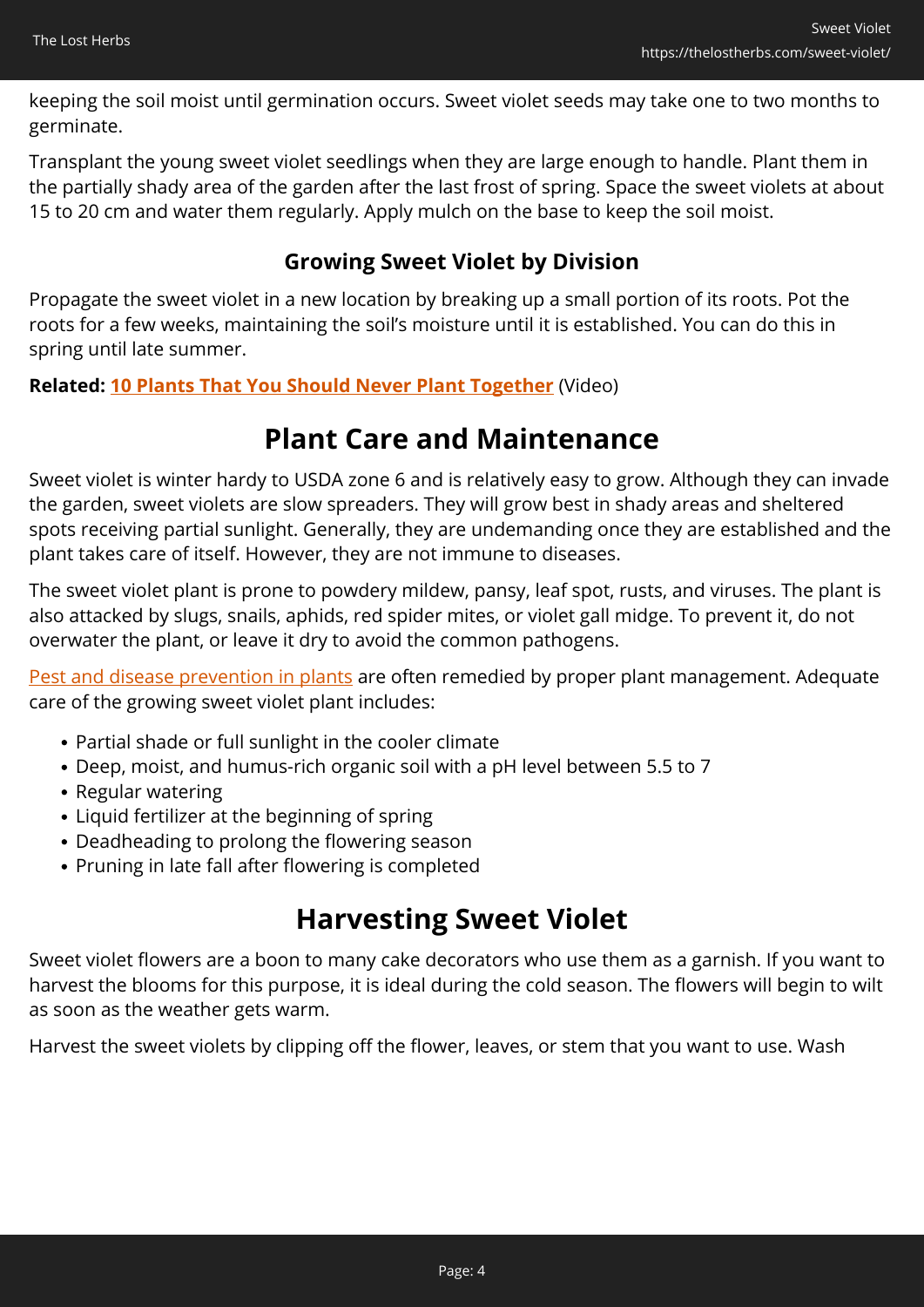keeping the soil moist until germination occurs. Sweet violet seeds may take one to two months to germinate.

Transplant the young sweet violet seedlings when they are large enough to handle. Plant them in the partially shady area of the garden after the last frost of spring. Space the sweet violets at about 15 to 20 cm and water them regularly. Apply mulch on the base to keep the soil moist.

### Growing Sweet Violet by Division

Propagate the sweet violet in a new location by breaking up a small portion of its roots. Pot the roots for a few weeks, maintaining the soil's moisture until it is established. You can do this in spring until late summer.

**Related: 10 Plants That You Should Never Plant Together** (Video)

## Plant Care and Maintenance

Sweet violet is winter hardy to USDA zone 6 and is relatively easy to grow. Although they can invade the garden, sweet violets are slow spreaders. They will grow best in shady areas and sheltered spots receiving partial sunlight. Generally, they are undemanding once they are established and the plant takes care of itself. However, they are not immune to diseases.

The sweet violet plant is prone to powdery mildew, pansy, leaf spot, rusts, and viruses. The plant is also attacked by slugs, snails, aphids, red spider mites, or violet gall midge. To prevent it, do not overwater the plant, or leave it dry to avoid the common pathogens.

Pest and disease prevention in plants are often remedied by proper plant management. Adequate care of the growing sweet violet plant includes:

- Partial shade or full sunlight in the cooler climate
- Deep, moist, and humus-rich organic soil with a pH level between 5.5 to 7
- Regular watering
- Liquid fertilizer at the beginning of spring
- Deadheading to prolong the flowering season
- Pruning in late fall after flowering is completed

## Harvesting Sweet Violet

Sweet violet flowers are a boon to many cake decorators who use them as a garnish. If you want to harvest the blooms for this purpose, it is ideal during the cold season. The flowers will begin to wilt as soon as the weather gets warm.

Harvest the sweet violets by clipping off the flower, leaves, or stem that you want to use. Wash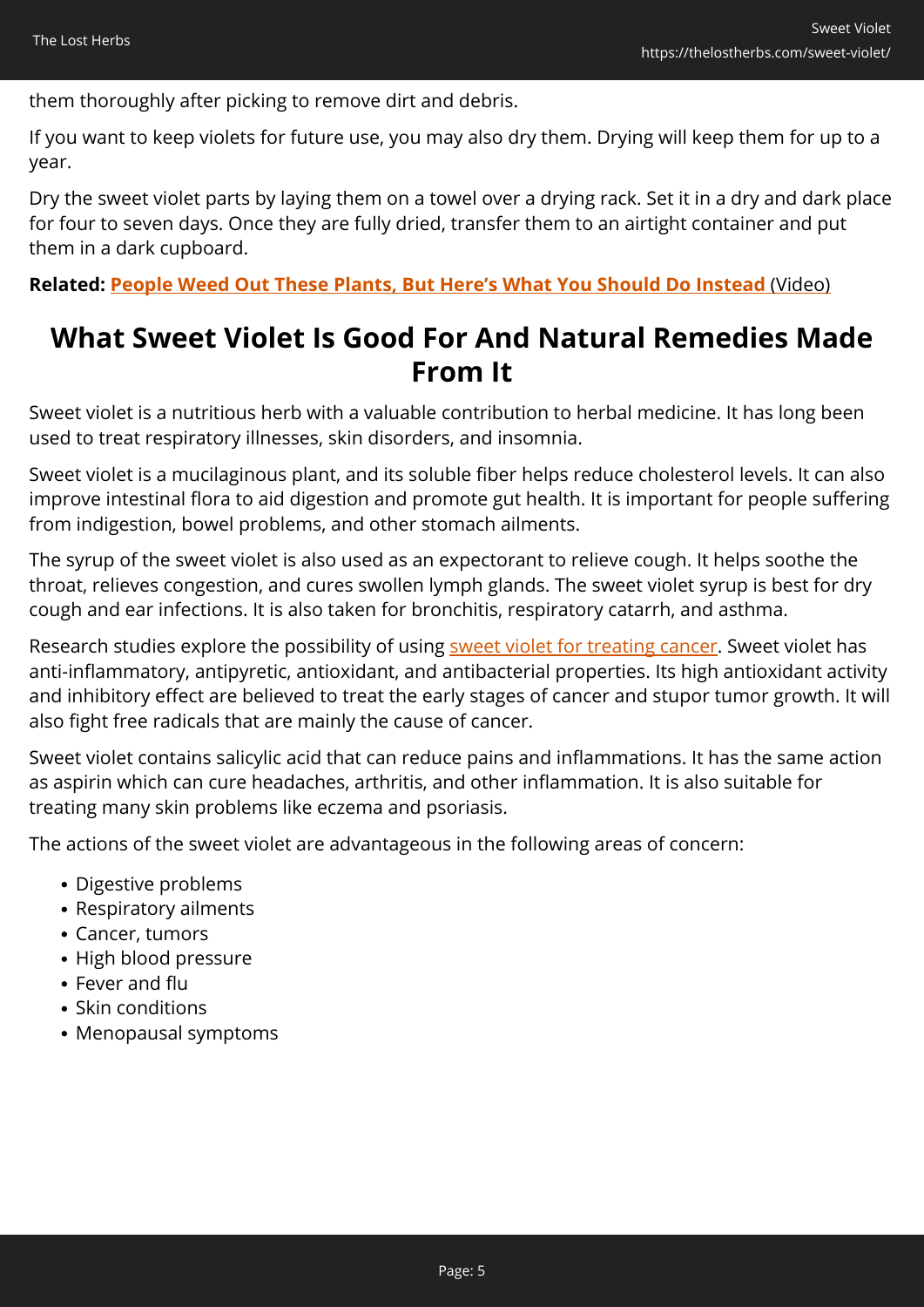them thoroughly after picking to remove dirt and debris.

If you want to keep violets for future use, you may also dry them. Drying will keep them for up to a year.

Dry the sweet violet parts by laying them on a towel over a drying rack. Set it in a dry and dark place for four to seven days. Once they are fully dried, transfer them to an airtight container and put them in a dark cupboard.

**Related: People Weed Out These Plants, But Here's What You Should Do Instead** (Video)

## What Sweet Violet Is Good For And Natural Remedies Made From It

Sweet violet is a nutritious herb with a valuable contribution to herbal medicine. It has long been used to treat respiratory illnesses, skin disorders, and insomnia.

Sweet violet is a mucilaginous plant, and its soluble fiber helps reduce cholesterol levels. It can also improve intestinal flora to aid digestion and promote gut health. It is important for people suffering from indigestion, bowel problems, and other stomach ailments.

The syrup of the sweet violet is also used as an expectorant to relieve cough. It helps soothe the throat, relieves congestion, and cures swollen lymph glands. The sweet violet syrup is best for dry cough and ear infections. It is also taken for bronchitis, respiratory catarrh, and asthma.

Research studies explore the possibility of using sweet violet for treating cancer. Sweet violet has anti-inflammatory, antipyretic, antioxidant, and antibacterial properties. Its high antioxidant activity and inhibitory effect are believed to treat the early stages of cancer and stupor tumor growth. It will also fight free radicals that are mainly the cause of cancer.

Sweet violet contains salicylic acid that can reduce pains and inflammations. It has the same action as aspirin which can cure headaches, arthritis, and other inflammation. It is also suitable for treating many skin problems like eczema and psoriasis.

The actions of the sweet violet are advantageous in the following areas of concern:

- Digestive problems
- Respiratory ailments
- Cancer, tumors
- High blood pressure
- Fever and flu
- Skin conditions
- Menopausal symptoms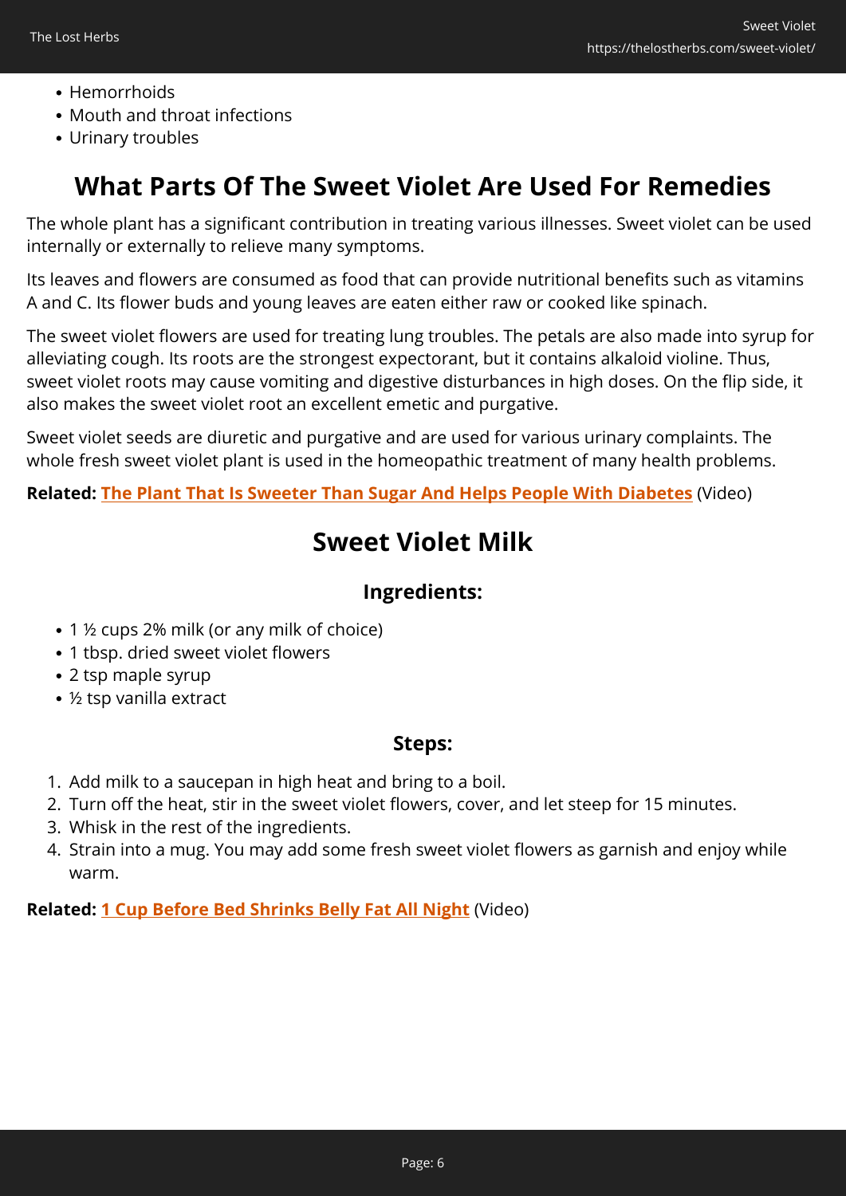- Hemorrhoids
- Mouth and throat infections
- Urinary troubles

## What Parts Of The Sweet Violet Are Used For Remedies

The whole plant has a significant contribution in treating various illnesses. Sweet violet can be used internally or externally to relieve many symptoms.

Its leaves and flowers are consumed as food that can provide nutritional benefits such as vitamins A and C. Its flower buds and young leaves are eaten either raw or cooked like spinach.

The sweet violet flowers are used for treating lung troubles. The petals are also made into syrup for alleviating cough. Its roots are the strongest expectorant, but it contains alkaloid violine. Thus, sweet violet roots may cause vomiting and digestive disturbances in high doses. On the flip side, it also makes the sweet violet root an excellent emetic and purgative.

Sweet violet seeds are diuretic and purgative and are used for various urinary complaints. The whole fresh sweet violet plant is used in the homeopathic treatment of many health problems.

**Related: The Plant That Is Sweeter Than Sugar And Helps People With Diabetes** (Video)

## Sweet Violet Milk

### Ingredients:

- 1 ½ cups 2% milk (or any milk of choice)
- 1 tbsp. dried sweet violet flowers
- 2 tsp maple syrup
- ½ tsp vanilla extract

### Steps:

1. Add milk to a saucepan in high heat and bring to a boil.
2. Turn off the heat, stir in the sweet violet flowers, cover, and let steep for 15 minutes.
3. Whisk in the rest of the ingredients.
4. Strain into a mug. You may add some fresh sweet violet flowers as garnish and enjoy while warm.

**Related: 1 Cup Before Bed Shrinks Belly Fat All Night** (Video)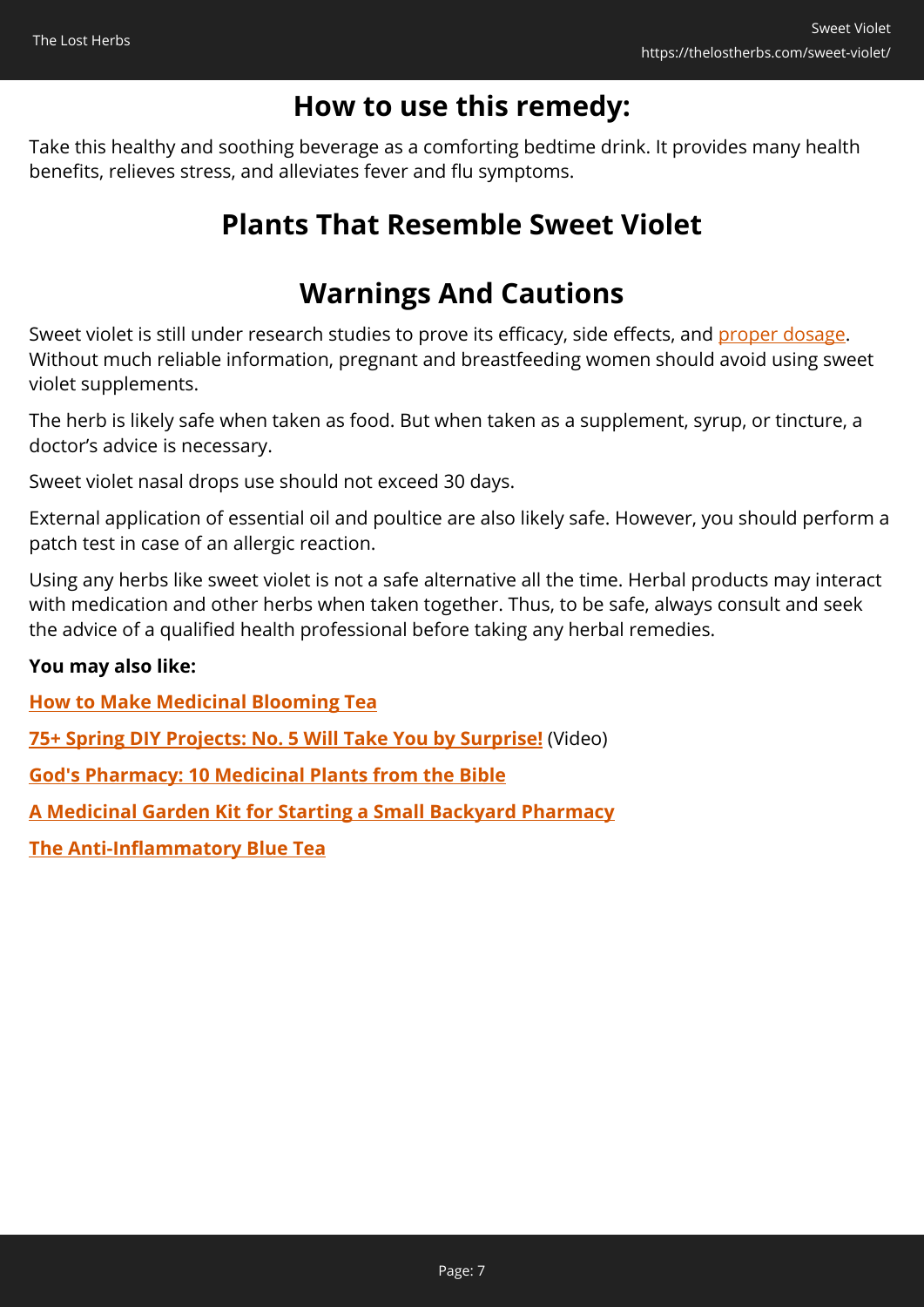## How to use this remedy:

Take this healthy and soothing beverage as a comforting bedtime drink. It provides many health benefits, relieves stress, and alleviates fever and flu symptoms.

## Plants That Resemble Sweet Violet

## Warnings And Cautions

Sweet violet is still under research studies to prove its efficacy, side effects, and proper dosage. Without much reliable information, pregnant and breastfeeding women should avoid using sweet violet supplements.

The herb is likely safe when taken as food. But when taken as a supplement, syrup, or tincture, a doctor's advice is necessary.

Sweet violet nasal drops use should not exceed 30 days.

External application of essential oil and poultice are also likely safe. However, you should perform a patch test in case of an allergic reaction.

Using any herbs like sweet violet is not a safe alternative all the time. Herbal products may interact with medication and other herbs when taken together. Thus, to be safe, always consult and seek the advice of a qualified health professional before taking any herbal remedies.

**You may also like:**

**How to Make Medicinal Blooming Tea**

**75+ Spring DIY Projects: No. 5 Will Take You by Surprise!** (Video)

**God's Pharmacy: 10 Medicinal Plants from the Bible**

**A Medicinal Garden Kit for Starting a Small Backyard Pharmacy**

**The Anti-Inflammatory Blue Tea**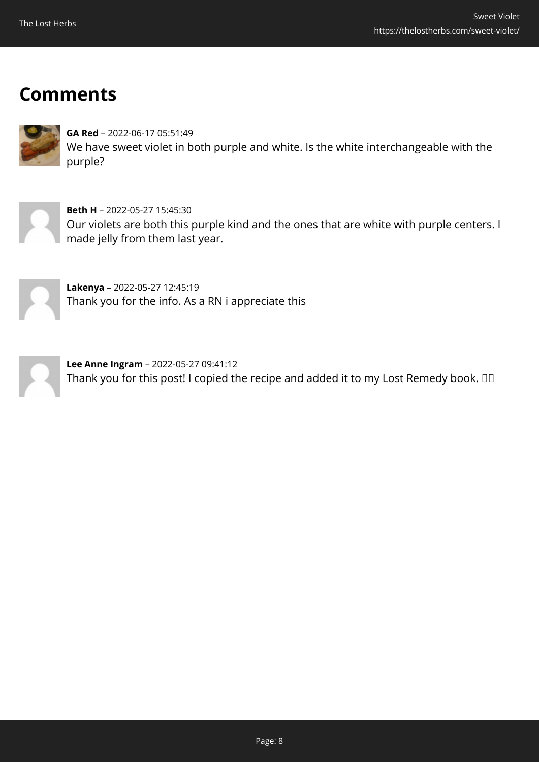## Comments

**GA Red** – 2022-06-17 05:51:49
We have sweet violet in both purple and white. Is the white interchangeable with the purple?

**Beth H** – 2022-05-27 15:45:30
Our violets are both this purple kind and the ones that are white with purple centers. I made jelly from them last year.

**Lakenya** – 2022-05-27 12:45:19
Thank you for the info. As a RN i appreciate this

**Lee Anne Ingram** – 2022-05-27 09:41:12
Thank you for this post! I copied the recipe and added it to my Lost Remedy book.